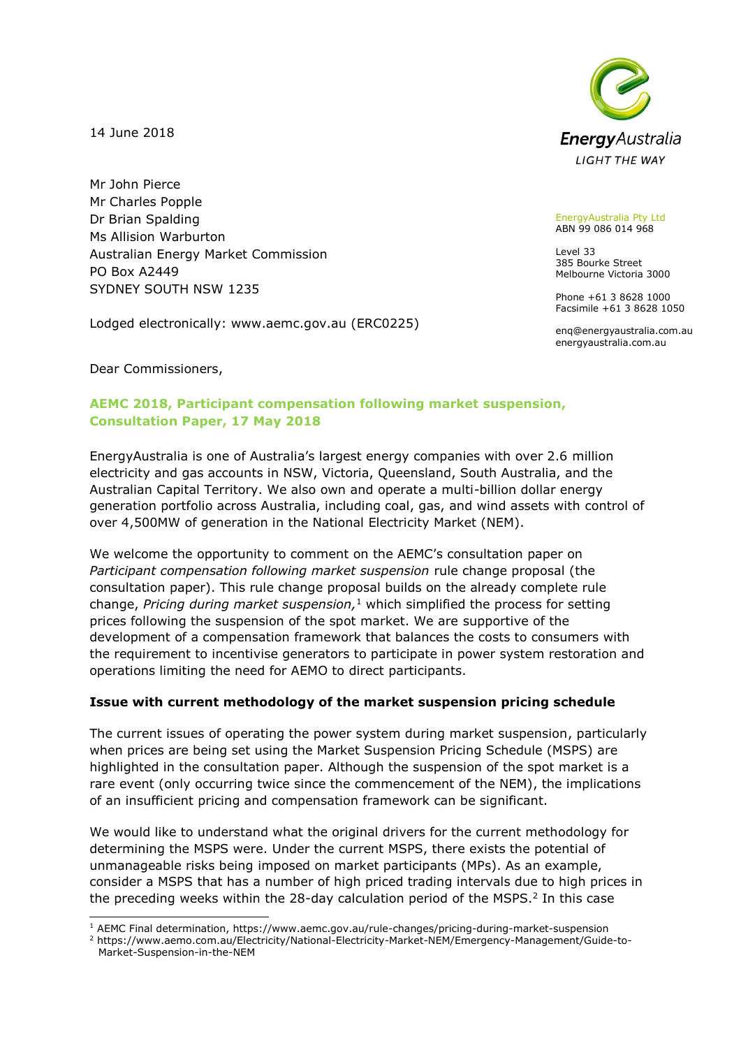14 June 2018

EnergyAustralia
LIGHT THE WAY

EnergyAustralia Pty Ltd
ABN 99 086 014 968

Level 33
385 Bourke Street
Melbourne Victoria 3000

Phone +61 3 8628 1000
Facsimile +61 3 8628 1050

enq@energyaustralia.com.au
energyaustralia.com.au

Mr John Pierce
Mr Charles Popple
Dr Brian Spalding
Ms Allision Warburton
Australian Energy Market Commission
PO Box A2449
SYDNEY SOUTH NSW 1235

Lodged electronically: www.aemc.gov.au (ERC0225)

Dear Commissioners,

**AEMC 2018, Participant compensation following market suspension, Consultation Paper, 17 May 2018**

EnergyAustralia is one of Australia's largest energy companies with over 2.6 million electricity and gas accounts in NSW, Victoria, Queensland, South Australia, and the Australian Capital Territory. We also own and operate a multi-billion dollar energy generation portfolio across Australia, including coal, gas, and wind assets with control of over 4,500MW of generation in the National Electricity Market (NEM).

We welcome the opportunity to comment on the AEMC's consultation paper on *Participant compensation following market suspension* rule change proposal (the consultation paper). This rule change proposal builds on the already complete rule change, *Pricing during market suspension,*[1] which simplified the process for setting prices following the suspension of the spot market. We are supportive of the development of a compensation framework that balances the costs to consumers with the requirement to incentivise generators to participate in power system restoration and operations limiting the need for AEMO to direct participants.

**Issue with current methodology of the market suspension pricing schedule**

The current issues of operating the power system during market suspension, particularly when prices are being set using the Market Suspension Pricing Schedule (MSPS) are highlighted in the consultation paper. Although the suspension of the spot market is a rare event (only occurring twice since the commencement of the NEM), the implications of an insufficient pricing and compensation framework can be significant.

We would like to understand what the original drivers for the current methodology for determining the MSPS were. Under the current MSPS, there exists the potential of unmanageable risks being imposed on market participants (MPs). As an example, consider a MSPS that has a number of high priced trading intervals due to high prices in the preceding weeks within the 28-day calculation period of the MSPS.[2] In this case

[1] AEMC Final determination, https://www.aemc.gov.au/rule-changes/pricing-during-market-suspension

[2] https://www.aemo.com.au/Electricity/National-Electricity-Market-NEM/Emergency-Management/Guide-to-Market-Suspension-in-the-NEM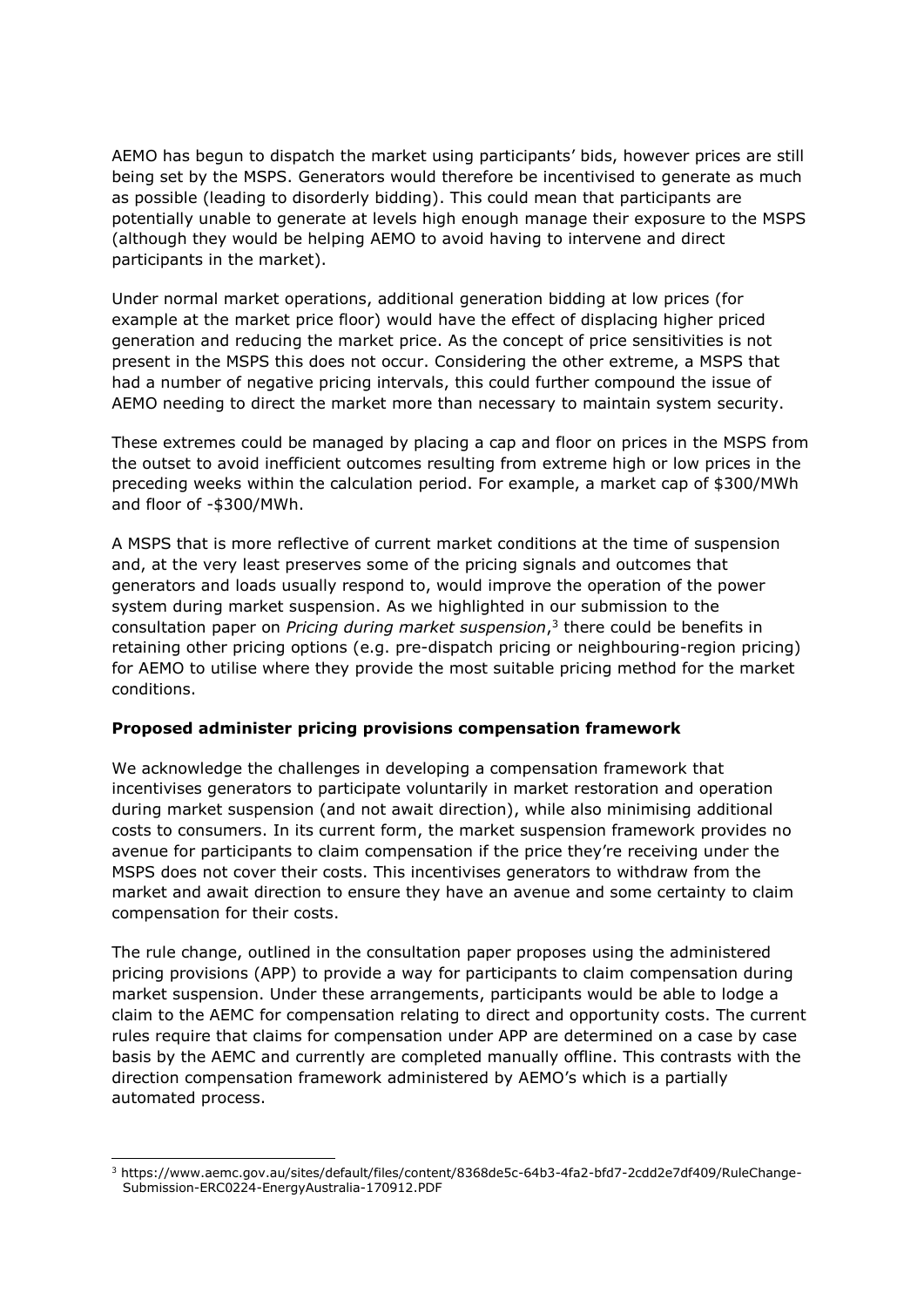AEMO has begun to dispatch the market using participants' bids, however prices are still being set by the MSPS. Generators would therefore be incentivised to generate as much as possible (leading to disorderly bidding). This could mean that participants are potentially unable to generate at levels high enough manage their exposure to the MSPS (although they would be helping AEMO to avoid having to intervene and direct participants in the market).

Under normal market operations, additional generation bidding at low prices (for example at the market price floor) would have the effect of displacing higher priced generation and reducing the market price. As the concept of price sensitivities is not present in the MSPS this does not occur. Considering the other extreme, a MSPS that had a number of negative pricing intervals, this could further compound the issue of AEMO needing to direct the market more than necessary to maintain system security.

These extremes could be managed by placing a cap and floor on prices in the MSPS from the outset to avoid inefficient outcomes resulting from extreme high or low prices in the preceding weeks within the calculation period. For example, a market cap of $300/MWh and floor of -$300/MWh.

A MSPS that is more reflective of current market conditions at the time of suspension and, at the very least preserves some of the pricing signals and outcomes that generators and loads usually respond to, would improve the operation of the power system during market suspension. As we highlighted in our submission to the consultation paper on *Pricing during market suspension*,[3] there could be benefits in retaining other pricing options (e.g. pre-dispatch pricing or neighbouring-region pricing) for AEMO to utilise where they provide the most suitable pricing method for the market conditions.

**Proposed administer pricing provisions compensation framework**

We acknowledge the challenges in developing a compensation framework that incentivises generators to participate voluntarily in market restoration and operation during market suspension (and not await direction), while also minimising additional costs to consumers. In its current form, the market suspension framework provides no avenue for participants to claim compensation if the price they're receiving under the MSPS does not cover their costs. This incentivises generators to withdraw from the market and await direction to ensure they have an avenue and some certainty to claim compensation for their costs.

The rule change, outlined in the consultation paper proposes using the administered pricing provisions (APP) to provide a way for participants to claim compensation during market suspension. Under these arrangements, participants would be able to lodge a claim to the AEMC for compensation relating to direct and opportunity costs. The current rules require that claims for compensation under APP are determined on a case by case basis by the AEMC and currently are completed manually offline. This contrasts with the direction compensation framework administered by AEMO's which is a partially automated process.

[3] https://www.aemc.gov.au/sites/default/files/content/8368de5c-64b3-4fa2-bfd7-2cdd2e7df409/RuleChange-Submission-ERC0224-EnergyAustralia-170912.PDF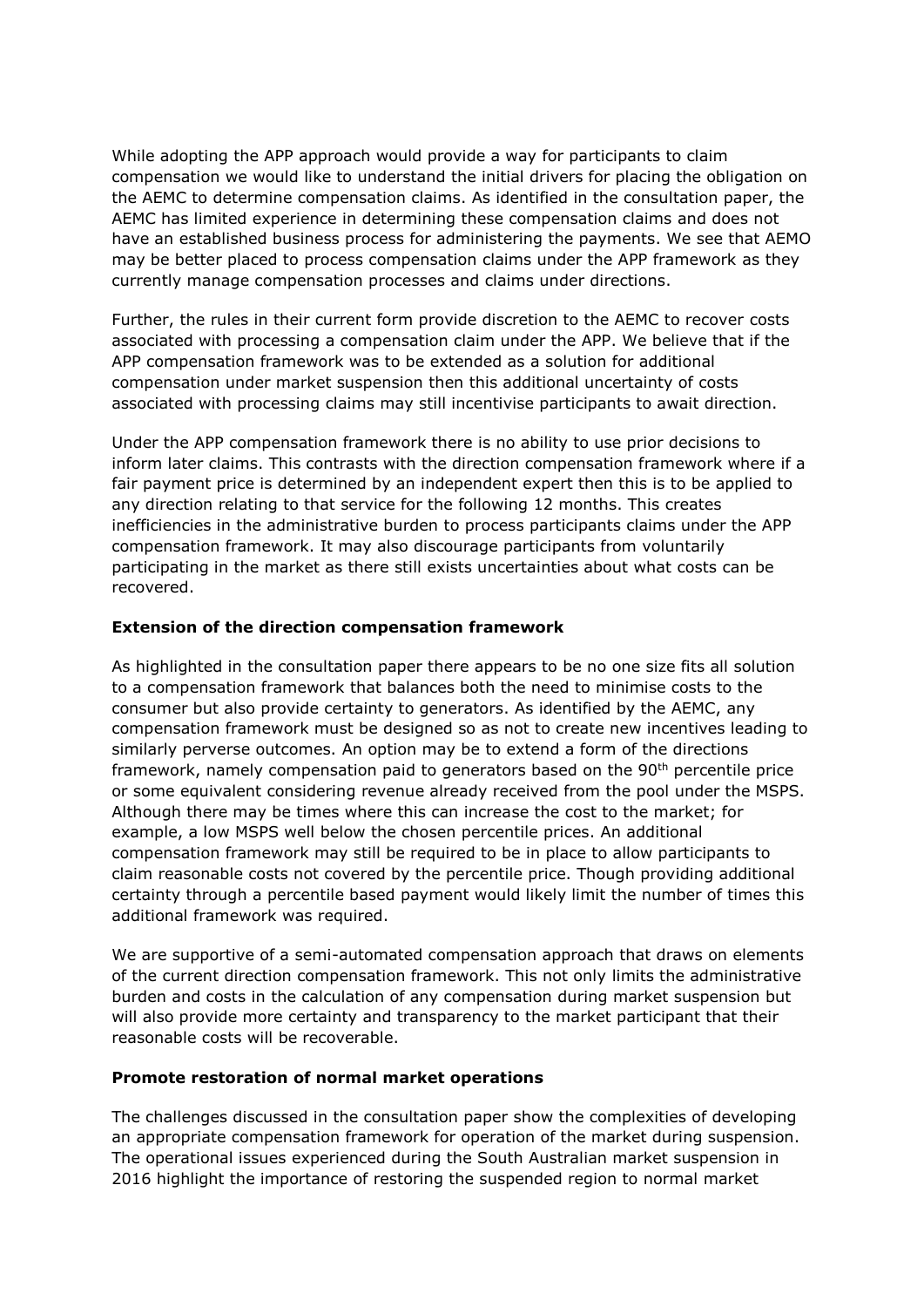While adopting the APP approach would provide a way for participants to claim compensation we would like to understand the initial drivers for placing the obligation on the AEMC to determine compensation claims. As identified in the consultation paper, the AEMC has limited experience in determining these compensation claims and does not have an established business process for administering the payments. We see that AEMO may be better placed to process compensation claims under the APP framework as they currently manage compensation processes and claims under directions.

Further, the rules in their current form provide discretion to the AEMC to recover costs associated with processing a compensation claim under the APP. We believe that if the APP compensation framework was to be extended as a solution for additional compensation under market suspension then this additional uncertainty of costs associated with processing claims may still incentivise participants to await direction.

Under the APP compensation framework there is no ability to use prior decisions to inform later claims. This contrasts with the direction compensation framework where if a fair payment price is determined by an independent expert then this is to be applied to any direction relating to that service for the following 12 months. This creates inefficiencies in the administrative burden to process participants claims under the APP compensation framework. It may also discourage participants from voluntarily participating in the market as there still exists uncertainties about what costs can be recovered.

**Extension of the direction compensation framework**

As highlighted in the consultation paper there appears to be no one size fits all solution to a compensation framework that balances both the need to minimise costs to the consumer but also provide certainty to generators. As identified by the AEMC, any compensation framework must be designed so as not to create new incentives leading to similarly perverse outcomes. An option may be to extend a form of the directions framework, namely compensation paid to generators based on the 90th percentile price or some equivalent considering revenue already received from the pool under the MSPS. Although there may be times where this can increase the cost to the market; for example, a low MSPS well below the chosen percentile prices. An additional compensation framework may still be required to be in place to allow participants to claim reasonable costs not covered by the percentile price. Though providing additional certainty through a percentile based payment would likely limit the number of times this additional framework was required.

We are supportive of a semi-automated compensation approach that draws on elements of the current direction compensation framework. This not only limits the administrative burden and costs in the calculation of any compensation during market suspension but will also provide more certainty and transparency to the market participant that their reasonable costs will be recoverable.

**Promote restoration of normal market operations**

The challenges discussed in the consultation paper show the complexities of developing an appropriate compensation framework for operation of the market during suspension. The operational issues experienced during the South Australian market suspension in 2016 highlight the importance of restoring the suspended region to normal market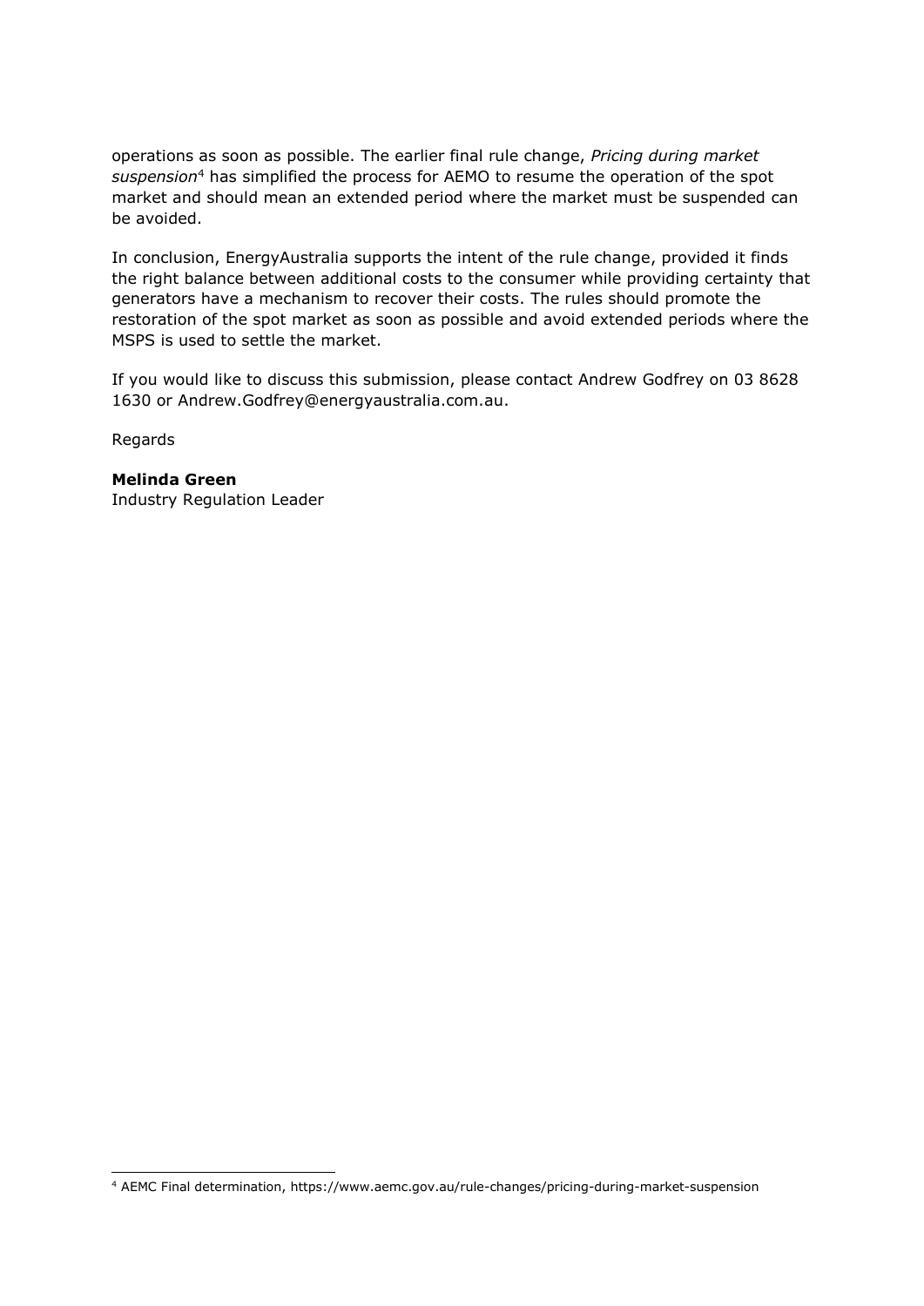operations as soon as possible. The earlier final rule change, *Pricing during market suspension*[4] has simplified the process for AEMO to resume the operation of the spot market and should mean an extended period where the market must be suspended can be avoided.

In conclusion, EnergyAustralia supports the intent of the rule change, provided it finds the right balance between additional costs to the consumer while providing certainty that generators have a mechanism to recover their costs. The rules should promote the restoration of the spot market as soon as possible and avoid extended periods where the MSPS is used to settle the market.

If you would like to discuss this submission, please contact Andrew Godfrey on 03 8628 1630 or Andrew.Godfrey@energyaustralia.com.au.

Regards

**Melinda Green**
Industry Regulation Leader

[4] AEMC Final determination, https://www.aemc.gov.au/rule-changes/pricing-during-market-suspension